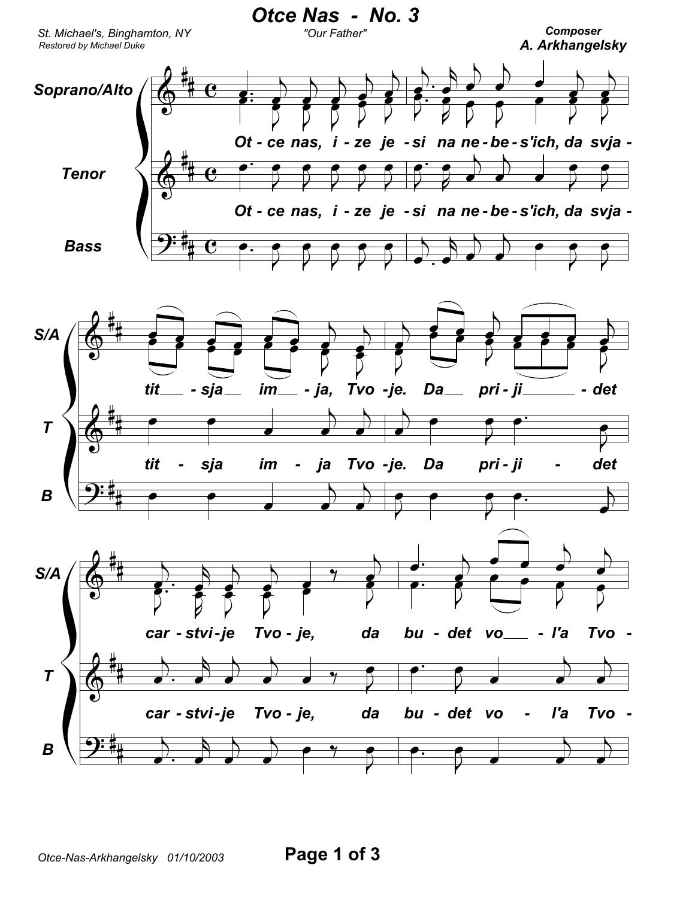# Otce Nas - No. 3

St. Michael's, Binghamton, NY

Restored by Michael Duke

"Our Father"

Composer
A. Arkhangelsky

Soprano/Alto, Tenor, Bass

Ot - ce nas, i - ze je - si na ne - be - s'ich, da svja - tit - sja im - ja, Tvo - je. Da pri - ji - det car - stvi - je Tvo - je, da bu - det vo - l'a Tvo -

Otce-Nas-Arkhangelsky 01/10/2003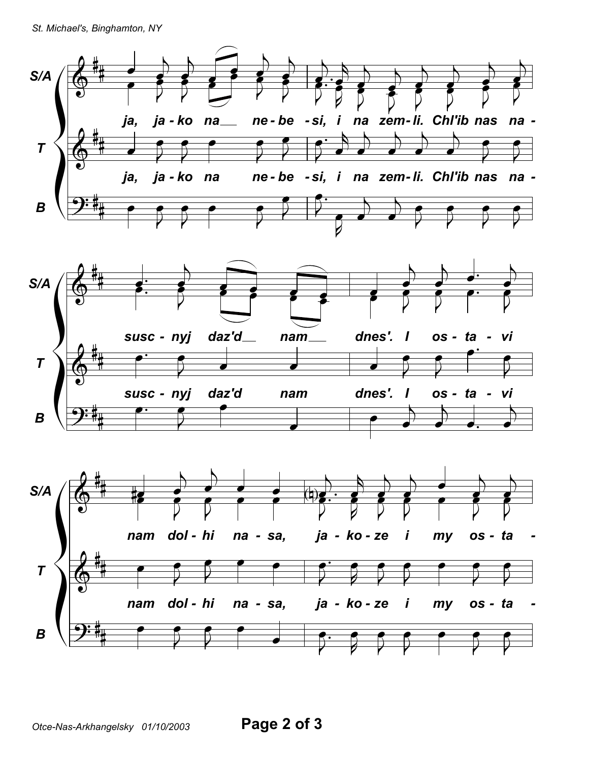S/A

ja, ja - ko na__ ne - be - si, i na zem - li. Chl'ib nas na -

T

ja, ja - ko na ne - be - si, i na zem - li. Chl'ib nas na -

B

S/A

susc - nyj daz'd__ nam__ dnes'. I os - ta - vi

T

susc - nyj daz'd nam dnes'. I os - ta - vi

B

S/A

nam dol - hi na - sa, ja - ko - ze i my os - ta -

T

nam dol - hi na - sa, ja - ko - ze i my os - ta -

B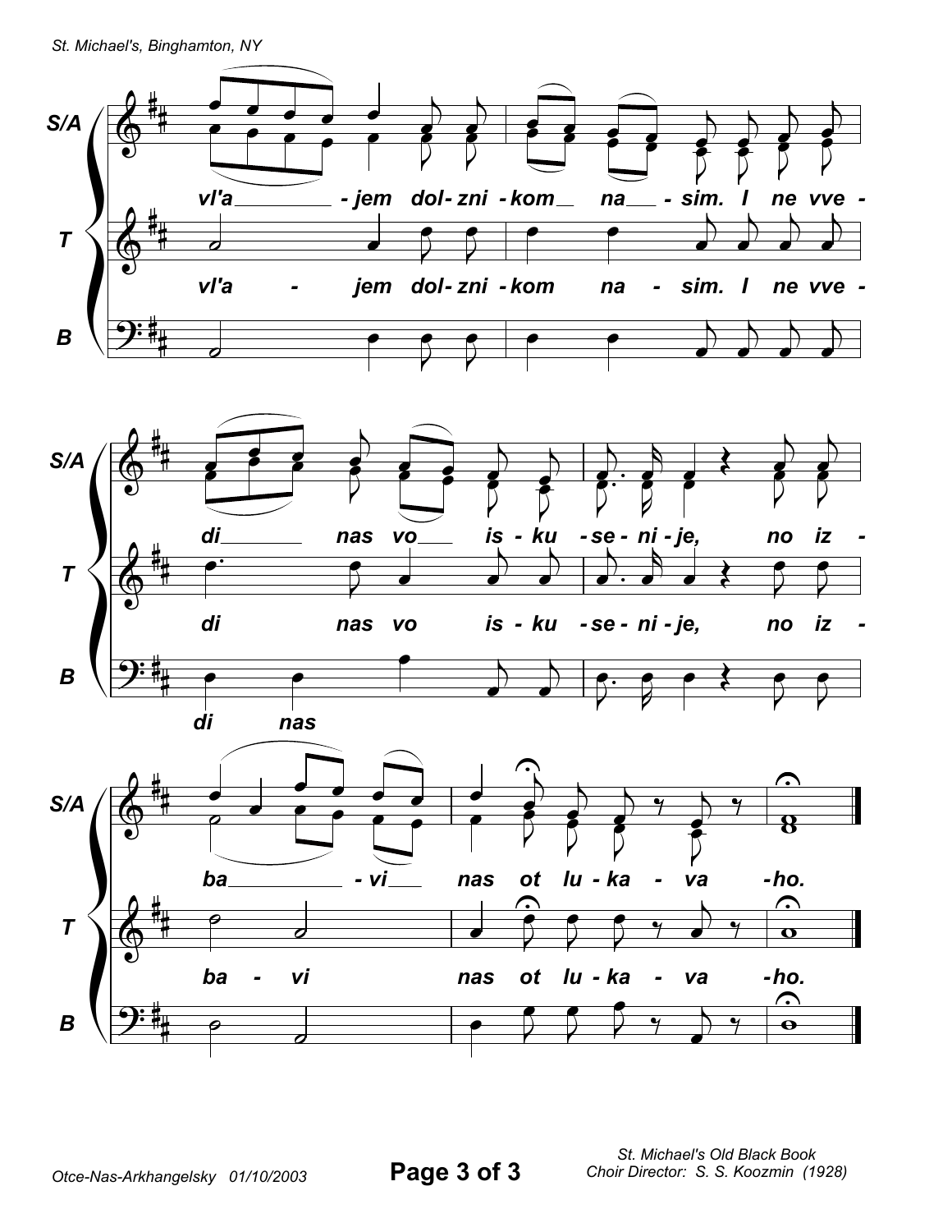S/A: vl'a - jem dol- zni - kom na - sim. I ne vve -

T: vl'a - jem dol- zni - kom na - sim. I ne vve -

B

S/A: di nas vo is - ku - se - ni - je, no iz -

T: di nas vo is - ku - se - ni - je, no iz -

B: di nas

S/A: ba - vi nas ot lu - ka - va - ho.

T: ba - vi nas ot lu - ka - va - ho.

B